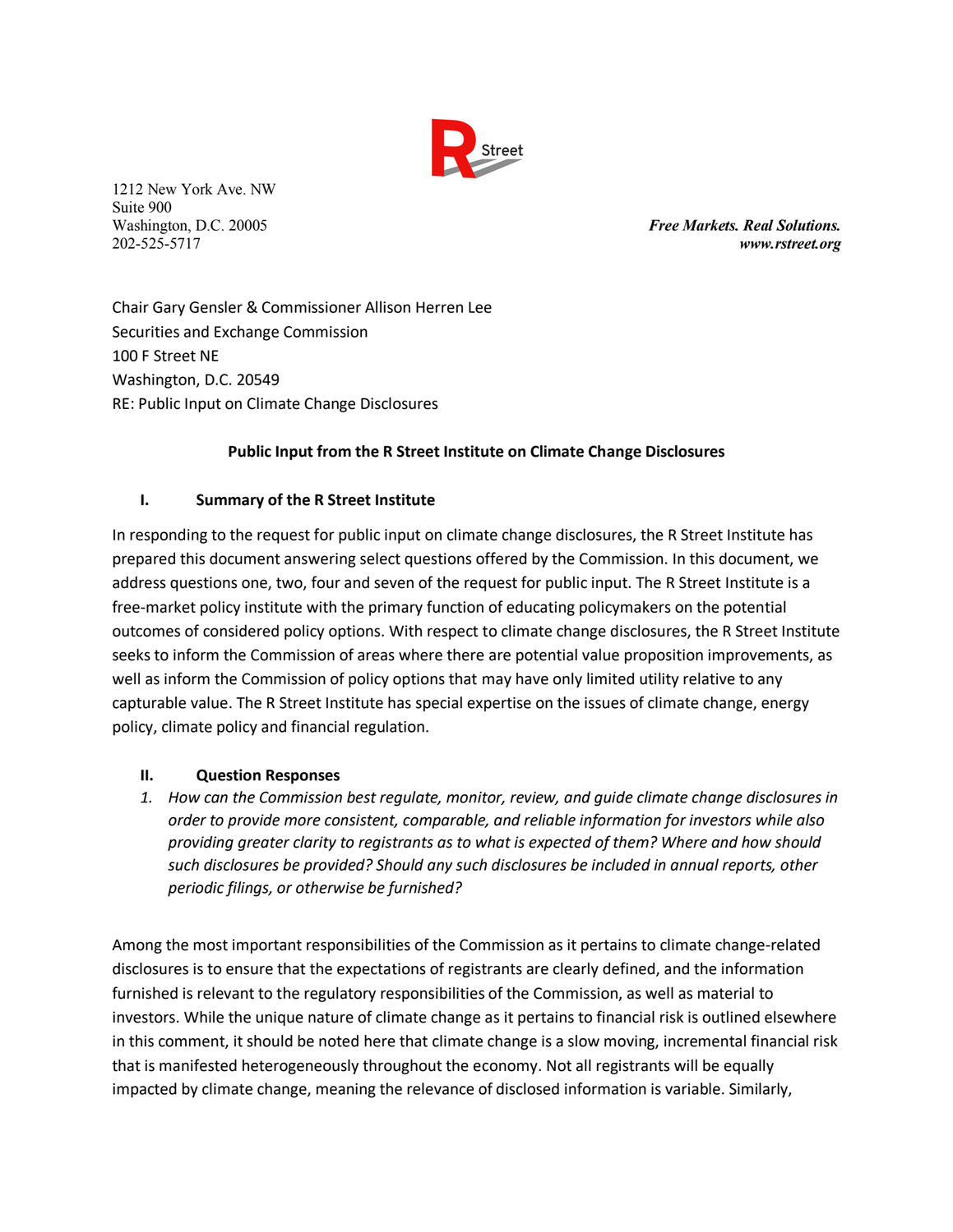R Street

1212 New York Ave. NW
Suite 900
Washington, D.C. 20005
202-525-5717

***Free Markets. Real Solutions.***
***www.rstreet.org***

Chair Gary Gensler & Commissioner Allison Herren Lee
Securities and Exchange Commission
100 F Street NE
Washington, D.C. 20549
RE: Public Input on Climate Change Disclosures

**Public Input from the R Street Institute on Climate Change Disclosures**

## I. Summary of the R Street Institute

In responding to the request for public input on climate change disclosures, the R Street Institute has prepared this document answering select questions offered by the Commission. In this document, we address questions one, two, four and seven of the request for public input. The R Street Institute is a free-market policy institute with the primary function of educating policymakers on the potential outcomes of considered policy options. With respect to climate change disclosures, the R Street Institute seeks to inform the Commission of areas where there are potential value proposition improvements, as well as inform the Commission of policy options that may have only limited utility relative to any capturable value. The R Street Institute has special expertise on the issues of climate change, energy policy, climate policy and financial regulation.

## II. Question Responses

1. *How can the Commission best regulate, monitor, review, and guide climate change disclosures in order to provide more consistent, comparable, and reliable information for investors while also providing greater clarity to registrants as to what is expected of them? Where and how should such disclosures be provided? Should any such disclosures be included in annual reports, other periodic filings, or otherwise be furnished?*

Among the most important responsibilities of the Commission as it pertains to climate change-related disclosures is to ensure that the expectations of registrants are clearly defined, and the information furnished is relevant to the regulatory responsibilities of the Commission, as well as material to investors. While the unique nature of climate change as it pertains to financial risk is outlined elsewhere in this comment, it should be noted here that climate change is a slow moving, incremental financial risk that is manifested heterogeneously throughout the economy. Not all registrants will be equally impacted by climate change, meaning the relevance of disclosed information is variable. Similarly,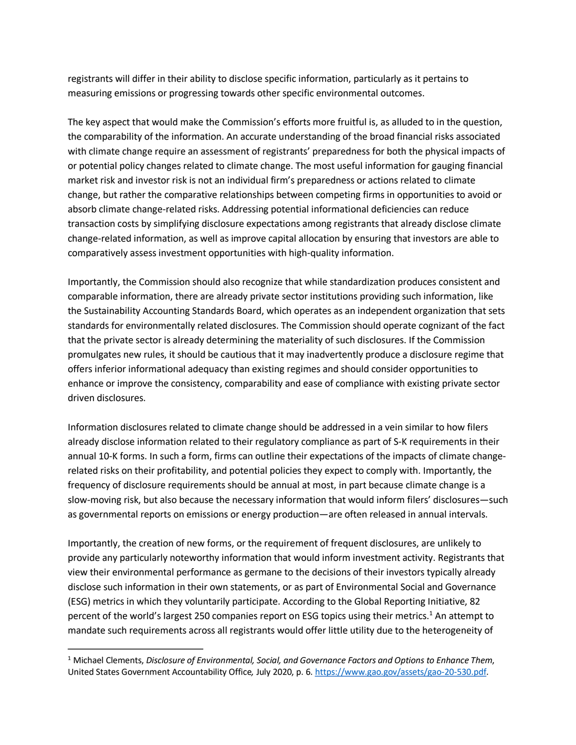registrants will differ in their ability to disclose specific information, particularly as it pertains to measuring emissions or progressing towards other specific environmental outcomes.

The key aspect that would make the Commission's efforts more fruitful is, as alluded to in the question, the comparability of the information. An accurate understanding of the broad financial risks associated with climate change require an assessment of registrants' preparedness for both the physical impacts of or potential policy changes related to climate change. The most useful information for gauging financial market risk and investor risk is not an individual firm's preparedness or actions related to climate change, but rather the comparative relationships between competing firms in opportunities to avoid or absorb climate change-related risks. Addressing potential informational deficiencies can reduce transaction costs by simplifying disclosure expectations among registrants that already disclose climate change-related information, as well as improve capital allocation by ensuring that investors are able to comparatively assess investment opportunities with high-quality information.

Importantly, the Commission should also recognize that while standardization produces consistent and comparable information, there are already private sector institutions providing such information, like the Sustainability Accounting Standards Board, which operates as an independent organization that sets standards for environmentally related disclosures. The Commission should operate cognizant of the fact that the private sector is already determining the materiality of such disclosures. If the Commission promulgates new rules, it should be cautious that it may inadvertently produce a disclosure regime that offers inferior informational adequacy than existing regimes and should consider opportunities to enhance or improve the consistency, comparability and ease of compliance with existing private sector driven disclosures.

Information disclosures related to climate change should be addressed in a vein similar to how filers already disclose information related to their regulatory compliance as part of S-K requirements in their annual 10-K forms. In such a form, firms can outline their expectations of the impacts of climate change-related risks on their profitability, and potential policies they expect to comply with. Importantly, the frequency of disclosure requirements should be annual at most, in part because climate change is a slow-moving risk, but also because the necessary information that would inform filers' disclosures—such as governmental reports on emissions or energy production—are often released in annual intervals.

Importantly, the creation of new forms, or the requirement of frequent disclosures, are unlikely to provide any particularly noteworthy information that would inform investment activity. Registrants that view their environmental performance as germane to the decisions of their investors typically already disclose such information in their own statements, or as part of Environmental Social and Governance (ESG) metrics in which they voluntarily participate. According to the Global Reporting Initiative, 82 percent of the world's largest 250 companies report on ESG topics using their metrics.[1] An attempt to mandate such requirements across all registrants would offer little utility due to the heterogeneity of

---

[1] Michael Clements, *Disclosure of Environmental, Social, and Governance Factors and Options to Enhance Them*, United States Government Accountability Office*,* July 2020, p. 6. https://www.gao.gov/assets/gao-20-530.pdf.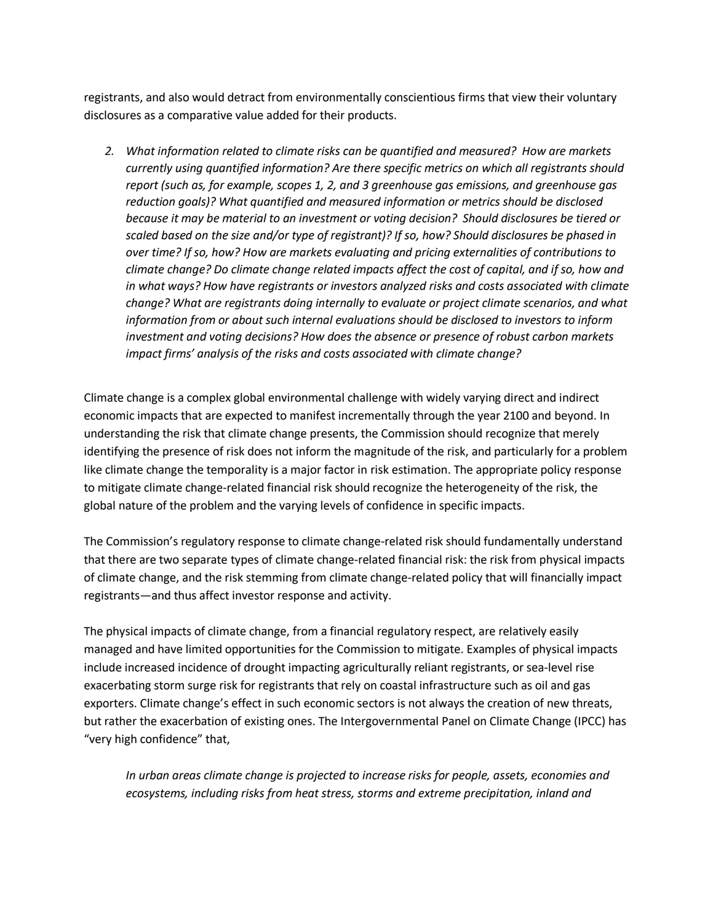registrants, and also would detract from environmentally conscientious firms that view their voluntary disclosures as a comparative value added for their products.

2. *What information related to climate risks can be quantified and measured? How are markets currently using quantified information? Are there specific metrics on which all registrants should report (such as, for example, scopes 1, 2, and 3 greenhouse gas emissions, and greenhouse gas reduction goals)? What quantified and measured information or metrics should be disclosed because it may be material to an investment or voting decision? Should disclosures be tiered or scaled based on the size and/or type of registrant)? If so, how? Should disclosures be phased in over time? If so, how? How are markets evaluating and pricing externalities of contributions to climate change? Do climate change related impacts affect the cost of capital, and if so, how and in what ways? How have registrants or investors analyzed risks and costs associated with climate change? What are registrants doing internally to evaluate or project climate scenarios, and what information from or about such internal evaluations should be disclosed to investors to inform investment and voting decisions? How does the absence or presence of robust carbon markets impact firms' analysis of the risks and costs associated with climate change?*

Climate change is a complex global environmental challenge with widely varying direct and indirect economic impacts that are expected to manifest incrementally through the year 2100 and beyond. In understanding the risk that climate change presents, the Commission should recognize that merely identifying the presence of risk does not inform the magnitude of the risk, and particularly for a problem like climate change the temporality is a major factor in risk estimation. The appropriate policy response to mitigate climate change-related financial risk should recognize the heterogeneity of the risk, the global nature of the problem and the varying levels of confidence in specific impacts.

The Commission's regulatory response to climate change-related risk should fundamentally understand that there are two separate types of climate change-related financial risk: the risk from physical impacts of climate change, and the risk stemming from climate change-related policy that will financially impact registrants—and thus affect investor response and activity.

The physical impacts of climate change, from a financial regulatory respect, are relatively easily managed and have limited opportunities for the Commission to mitigate. Examples of physical impacts include increased incidence of drought impacting agriculturally reliant registrants, or sea-level rise exacerbating storm surge risk for registrants that rely on coastal infrastructure such as oil and gas exporters. Climate change's effect in such economic sectors is not always the creation of new threats, but rather the exacerbation of existing ones. The Intergovernmental Panel on Climate Change (IPCC) has "very high confidence" that,

> *In urban areas climate change is projected to increase risks for people, assets, economies and ecosystems, including risks from heat stress, storms and extreme precipitation, inland and*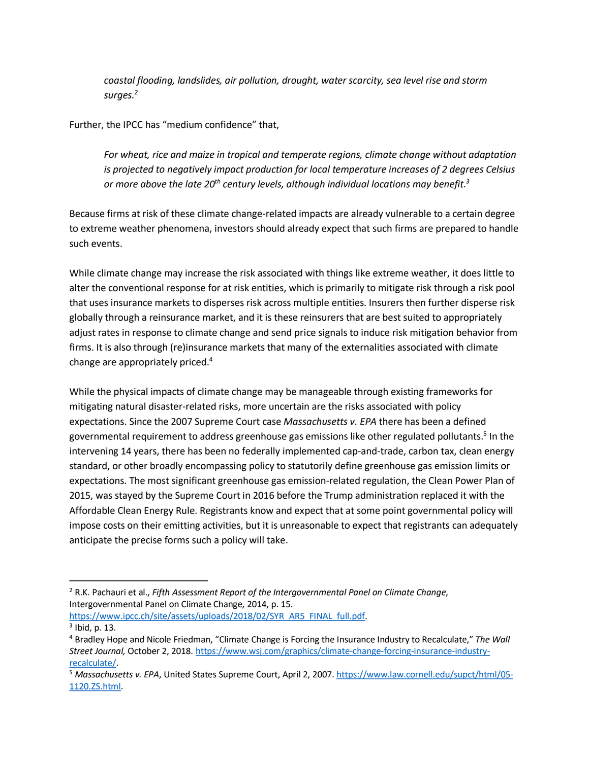> *coastal flooding, landslides, air pollution, drought, water scarcity, sea level rise and storm surges.*[2]

Further, the IPCC has "medium confidence" that,

> *For wheat, rice and maize in tropical and temperate regions, climate change without adaptation is projected to negatively impact production for local temperature increases of 2 degrees Celsius or more above the late 20th century levels, although individual locations may benefit.*[3]

Because firms at risk of these climate change-related impacts are already vulnerable to a certain degree to extreme weather phenomena, investors should already expect that such firms are prepared to handle such events.

While climate change may increase the risk associated with things like extreme weather, it does little to alter the conventional response for at risk entities, which is primarily to mitigate risk through a risk pool that uses insurance markets to disperses risk across multiple entities. Insurers then further disperse risk globally through a reinsurance market, and it is these reinsurers that are best suited to appropriately adjust rates in response to climate change and send price signals to induce risk mitigation behavior from firms. It is also through (re)insurance markets that many of the externalities associated with climate change are appropriately priced.[4]

While the physical impacts of climate change may be manageable through existing frameworks for mitigating natural disaster-related risks, more uncertain are the risks associated with policy expectations. Since the 2007 Supreme Court case *Massachusetts v. EPA* there has been a defined governmental requirement to address greenhouse gas emissions like other regulated pollutants.[5] In the intervening 14 years, there has been no federally implemented cap-and-trade, carbon tax, clean energy standard, or other broadly encompassing policy to statutorily define greenhouse gas emission limits or expectations. The most significant greenhouse gas emission-related regulation, the Clean Power Plan of 2015, was stayed by the Supreme Court in 2016 before the Trump administration replaced it with the Affordable Clean Energy Rule. Registrants know and expect that at some point governmental policy will impose costs on their emitting activities, but it is unreasonable to expect that registrants can adequately anticipate the precise forms such a policy will take.

---

[2] R.K. Pachauri et al., *Fifth Assessment Report of the Intergovernmental Panel on Climate Change*, Intergovernmental Panel on Climate Change*,* 2014, p. 15. https://www.ipcc.ch/site/assets/uploads/2018/02/SYR_AR5_FINAL_full.pdf.

[3] Ibid, p. 13.

[4] Bradley Hope and Nicole Friedman, "Climate Change is Forcing the Insurance Industry to Recalculate," *The Wall Street Journal,* October 2, 2018. https://www.wsj.com/graphics/climate-change-forcing-insurance-industry-recalculate/.

[5] *Massachusetts v. EPA*, United States Supreme Court, April 2, 2007. https://www.law.cornell.edu/supct/html/05-1120.ZS.html.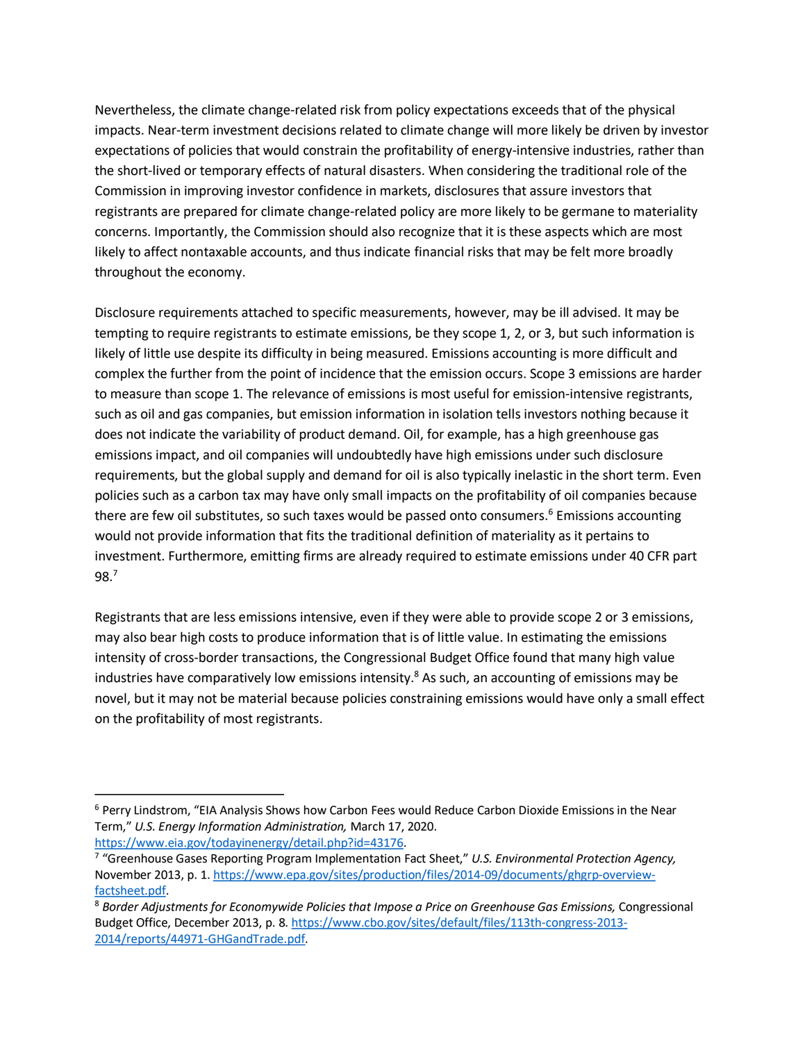Nevertheless, the climate change-related risk from policy expectations exceeds that of the physical impacts. Near-term investment decisions related to climate change will more likely be driven by investor expectations of policies that would constrain the profitability of energy-intensive industries, rather than the short-lived or temporary effects of natural disasters. When considering the traditional role of the Commission in improving investor confidence in markets, disclosures that assure investors that registrants are prepared for climate change-related policy are more likely to be germane to materiality concerns. Importantly, the Commission should also recognize that it is these aspects which are most likely to affect nontaxable accounts, and thus indicate financial risks that may be felt more broadly throughout the economy.

Disclosure requirements attached to specific measurements, however, may be ill advised. It may be tempting to require registrants to estimate emissions, be they scope 1, 2, or 3, but such information is likely of little use despite its difficulty in being measured. Emissions accounting is more difficult and complex the further from the point of incidence that the emission occurs. Scope 3 emissions are harder to measure than scope 1. The relevance of emissions is most useful for emission-intensive registrants, such as oil and gas companies, but emission information in isolation tells investors nothing because it does not indicate the variability of product demand. Oil, for example, has a high greenhouse gas emissions impact, and oil companies will undoubtedly have high emissions under such disclosure requirements, but the global supply and demand for oil is also typically inelastic in the short term. Even policies such as a carbon tax may have only small impacts on the profitability of oil companies because there are few oil substitutes, so such taxes would be passed onto consumers.[6] Emissions accounting would not provide information that fits the traditional definition of materiality as it pertains to investment. Furthermore, emitting firms are already required to estimate emissions under 40 CFR part 98.[7]

Registrants that are less emissions intensive, even if they were able to provide scope 2 or 3 emissions, may also bear high costs to produce information that is of little value. In estimating the emissions intensity of cross-border transactions, the Congressional Budget Office found that many high value industries have comparatively low emissions intensity.[8] As such, an accounting of emissions may be novel, but it may not be material because policies constraining emissions would have only a small effect on the profitability of most registrants.

---

[6] Perry Lindstrom, "EIA Analysis Shows how Carbon Fees would Reduce Carbon Dioxide Emissions in the Near Term," *U.S. Energy Information Administration,* March 17, 2020. https://www.eia.gov/todayinenergy/detail.php?id=43176.

[7] "Greenhouse Gases Reporting Program Implementation Fact Sheet," *U.S. Environmental Protection Agency,* November 2013, p. 1. https://www.epa.gov/sites/production/files/2014-09/documents/ghgrp-overview-factsheet.pdf.

[8] *Border Adjustments for Economywide Policies that Impose a Price on Greenhouse Gas Emissions,* Congressional Budget Office, December 2013, p. 8. https://www.cbo.gov/sites/default/files/113th-congress-2013-2014/reports/44971-GHGandTrade.pdf.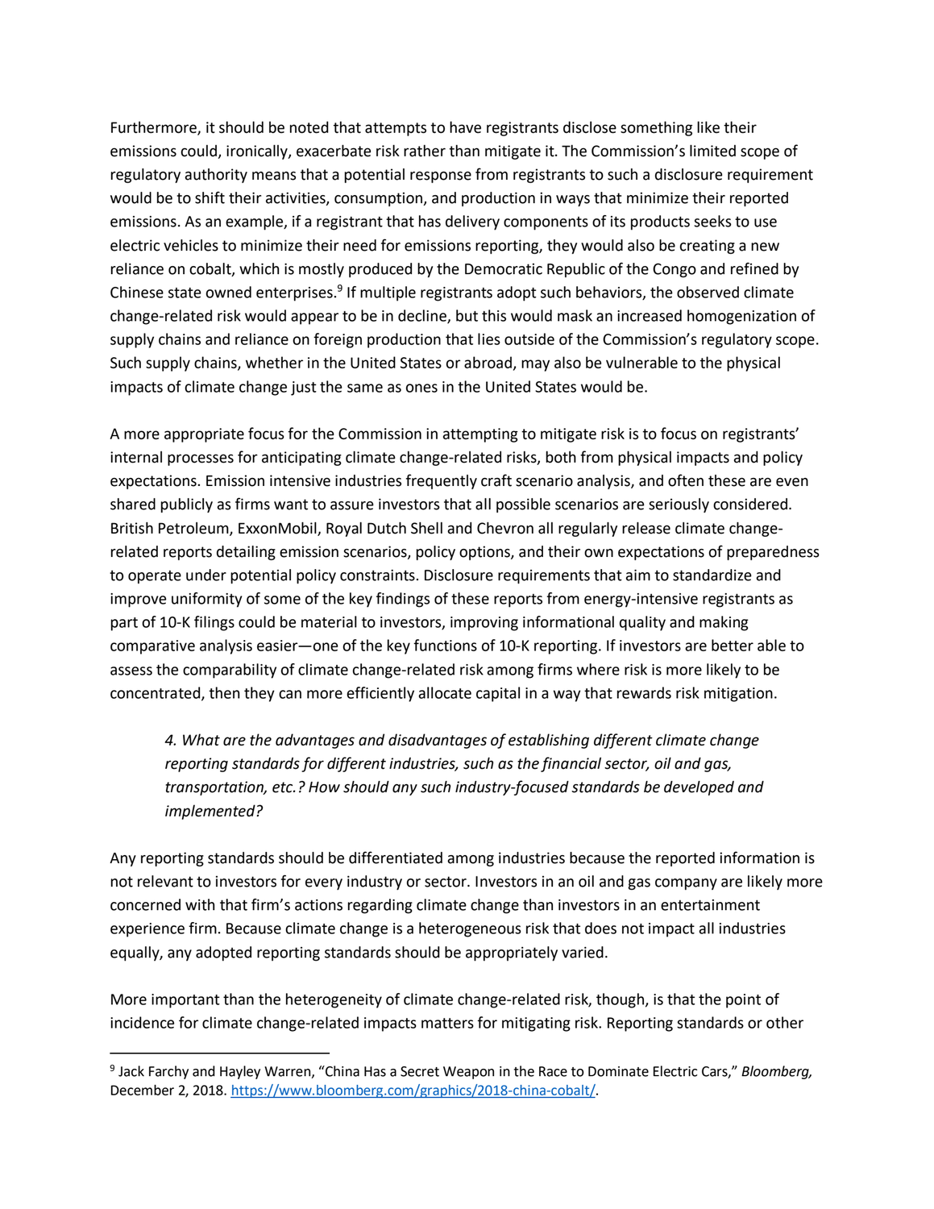Furthermore, it should be noted that attempts to have registrants disclose something like their emissions could, ironically, exacerbate risk rather than mitigate it. The Commission's limited scope of regulatory authority means that a potential response from registrants to such a disclosure requirement would be to shift their activities, consumption, and production in ways that minimize their reported emissions. As an example, if a registrant that has delivery components of its products seeks to use electric vehicles to minimize their need for emissions reporting, they would also be creating a new reliance on cobalt, which is mostly produced by the Democratic Republic of the Congo and refined by Chinese state owned enterprises.[9] If multiple registrants adopt such behaviors, the observed climate change-related risk would appear to be in decline, but this would mask an increased homogenization of supply chains and reliance on foreign production that lies outside of the Commission's regulatory scope. Such supply chains, whether in the United States or abroad, may also be vulnerable to the physical impacts of climate change just the same as ones in the United States would be.

A more appropriate focus for the Commission in attempting to mitigate risk is to focus on registrants' internal processes for anticipating climate change-related risks, both from physical impacts and policy expectations. Emission intensive industries frequently craft scenario analysis, and often these are even shared publicly as firms want to assure investors that all possible scenarios are seriously considered. British Petroleum, ExxonMobil, Royal Dutch Shell and Chevron all regularly release climate change-related reports detailing emission scenarios, policy options, and their own expectations of preparedness to operate under potential policy constraints. Disclosure requirements that aim to standardize and improve uniformity of some of the key findings of these reports from energy-intensive registrants as part of 10-K filings could be material to investors, improving informational quality and making comparative analysis easier—one of the key functions of 10-K reporting. If investors are better able to assess the comparability of climate change-related risk among firms where risk is more likely to be concentrated, then they can more efficiently allocate capital in a way that rewards risk mitigation.

> *4. What are the advantages and disadvantages of establishing different climate change reporting standards for different industries, such as the financial sector, oil and gas, transportation, etc.? How should any such industry-focused standards be developed and implemented?*

Any reporting standards should be differentiated among industries because the reported information is not relevant to investors for every industry or sector. Investors in an oil and gas company are likely more concerned with that firm's actions regarding climate change than investors in an entertainment experience firm. Because climate change is a heterogeneous risk that does not impact all industries equally, any adopted reporting standards should be appropriately varied.

More important than the heterogeneity of climate change-related risk, though, is that the point of incidence for climate change-related impacts matters for mitigating risk. Reporting standards or other

---

[9] Jack Farchy and Hayley Warren, "China Has a Secret Weapon in the Race to Dominate Electric Cars," *Bloomberg,* December 2, 2018. https://www.bloomberg.com/graphics/2018-china-cobalt/.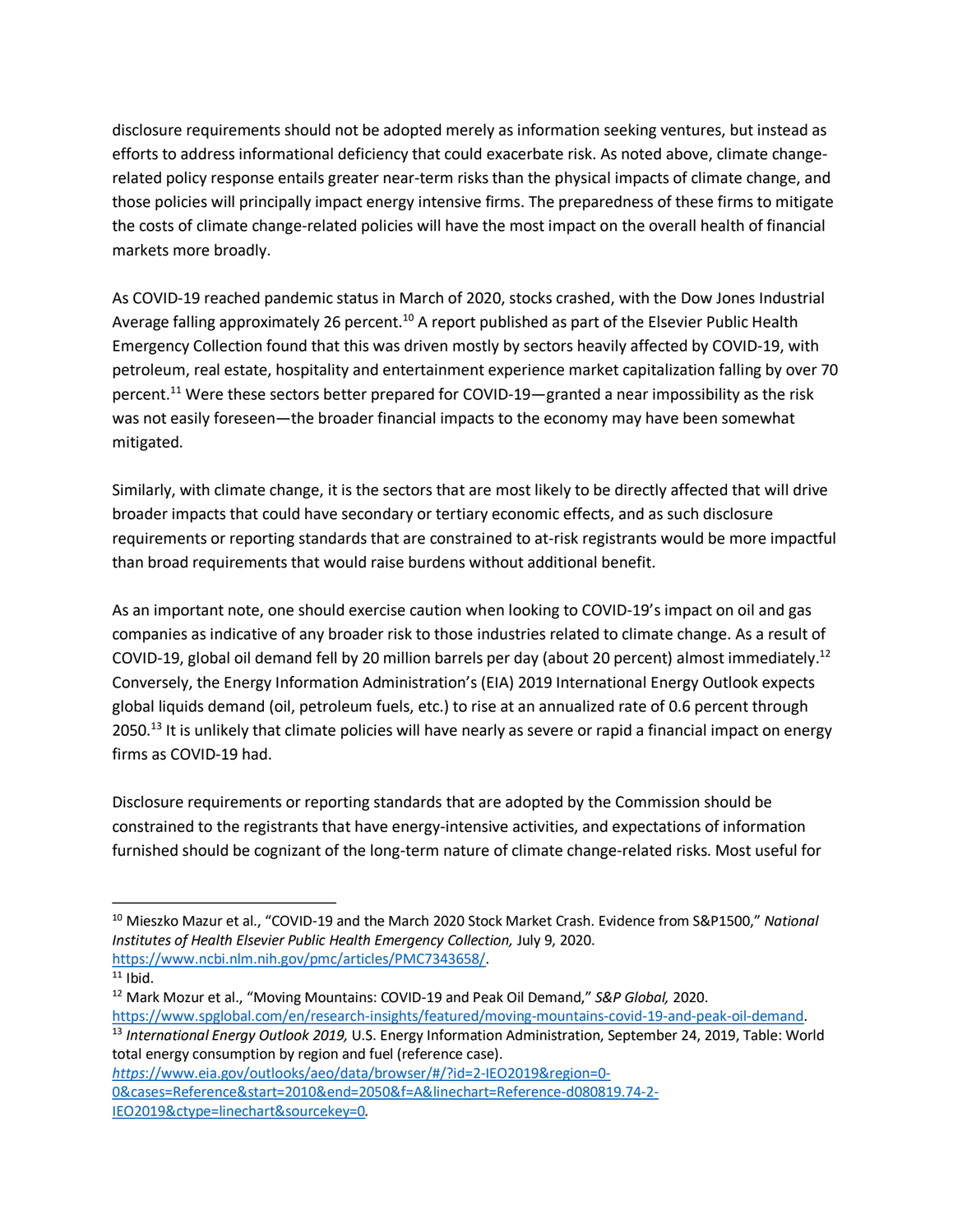disclosure requirements should not be adopted merely as information seeking ventures, but instead as efforts to address informational deficiency that could exacerbate risk. As noted above, climate change-related policy response entails greater near-term risks than the physical impacts of climate change, and those policies will principally impact energy intensive firms. The preparedness of these firms to mitigate the costs of climate change-related policies will have the most impact on the overall health of financial markets more broadly.

As COVID-19 reached pandemic status in March of 2020, stocks crashed, with the Dow Jones Industrial Average falling approximately 26 percent.[10] A report published as part of the Elsevier Public Health Emergency Collection found that this was driven mostly by sectors heavily affected by COVID-19, with petroleum, real estate, hospitality and entertainment experience market capitalization falling by over 70 percent.[11] Were these sectors better prepared for COVID-19—granted a near impossibility as the risk was not easily foreseen—the broader financial impacts to the economy may have been somewhat mitigated.

Similarly, with climate change, it is the sectors that are most likely to be directly affected that will drive broader impacts that could have secondary or tertiary economic effects, and as such disclosure requirements or reporting standards that are constrained to at-risk registrants would be more impactful than broad requirements that would raise burdens without additional benefit.

As an important note, one should exercise caution when looking to COVID-19's impact on oil and gas companies as indicative of any broader risk to those industries related to climate change. As a result of COVID-19, global oil demand fell by 20 million barrels per day (about 20 percent) almost immediately.[12] Conversely, the Energy Information Administration's (EIA) 2019 International Energy Outlook expects global liquids demand (oil, petroleum fuels, etc.) to rise at an annualized rate of 0.6 percent through 2050.[13] It is unlikely that climate policies will have nearly as severe or rapid a financial impact on energy firms as COVID-19 had.

Disclosure requirements or reporting standards that are adopted by the Commission should be constrained to the registrants that have energy-intensive activities, and expectations of information furnished should be cognizant of the long-term nature of climate change-related risks. Most useful for

---

[10] Mieszko Mazur et al., "COVID-19 and the March 2020 Stock Market Crash. Evidence from S&P1500," *National Institutes of Health Elsevier Public Health Emergency Collection,* July 9, 2020. https://www.ncbi.nlm.nih.gov/pmc/articles/PMC7343658/.

[11] Ibid.

[12] Mark Mozur et al., "Moving Mountains: COVID-19 and Peak Oil Demand," *S&P Global,* 2020. https://www.spglobal.com/en/research-insights/featured/moving-mountains-covid-19-and-peak-oil-demand.

[13] *International Energy Outlook 2019,* U.S. Energy Information Administration, September 24, 2019, Table: World total energy consumption by region and fuel (reference case). https://www.eia.gov/outlooks/aeo/data/browser/#/?id=2-IEO2019&region=0-0&cases=Reference&start=2010&end=2050&f=A&linechart=Reference-d080819.74-2-IEO2019&ctype=linechart&sourcekey=0.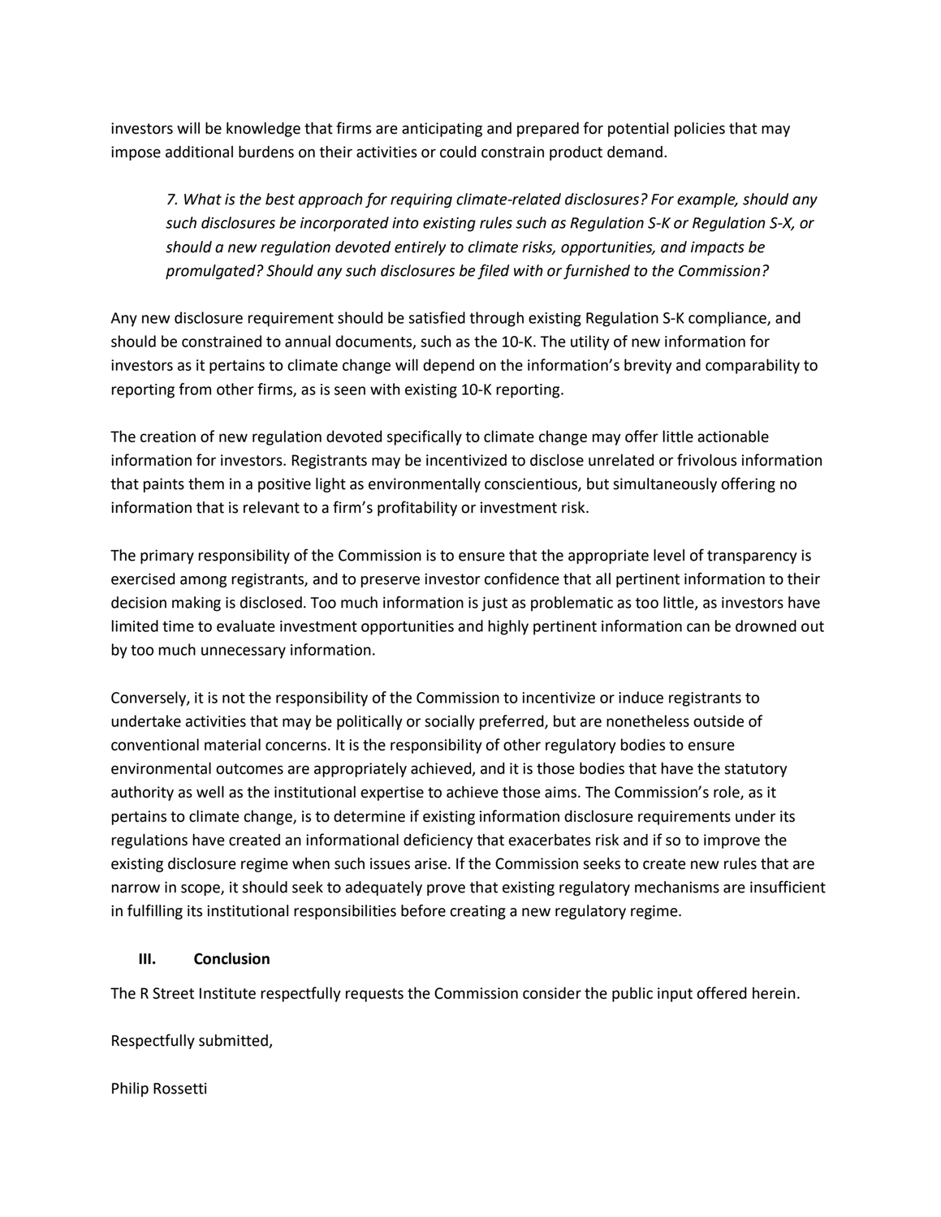investors will be knowledge that firms are anticipating and prepared for potential policies that may impose additional burdens on their activities or could constrain product demand.

> *7. What is the best approach for requiring climate-related disclosures? For example, should any such disclosures be incorporated into existing rules such as Regulation S-K or Regulation S-X, or should a new regulation devoted entirely to climate risks, opportunities, and impacts be promulgated? Should any such disclosures be filed with or furnished to the Commission?*

Any new disclosure requirement should be satisfied through existing Regulation S-K compliance, and should be constrained to annual documents, such as the 10-K. The utility of new information for investors as it pertains to climate change will depend on the information's brevity and comparability to reporting from other firms, as is seen with existing 10-K reporting.

The creation of new regulation devoted specifically to climate change may offer little actionable information for investors. Registrants may be incentivized to disclose unrelated or frivolous information that paints them in a positive light as environmentally conscientious, but simultaneously offering no information that is relevant to a firm's profitability or investment risk.

The primary responsibility of the Commission is to ensure that the appropriate level of transparency is exercised among registrants, and to preserve investor confidence that all pertinent information to their decision making is disclosed. Too much information is just as problematic as too little, as investors have limited time to evaluate investment opportunities and highly pertinent information can be drowned out by too much unnecessary information.

Conversely, it is not the responsibility of the Commission to incentivize or induce registrants to undertake activities that may be politically or socially preferred, but are nonetheless outside of conventional material concerns. It is the responsibility of other regulatory bodies to ensure environmental outcomes are appropriately achieved, and it is those bodies that have the statutory authority as well as the institutional expertise to achieve those aims. The Commission's role, as it pertains to climate change, is to determine if existing information disclosure requirements under its regulations have created an informational deficiency that exacerbates risk and if so to improve the existing disclosure regime when such issues arise. If the Commission seeks to create new rules that are narrow in scope, it should seek to adequately prove that existing regulatory mechanisms are insufficient in fulfilling its institutional responsibilities before creating a new regulatory regime.

## III. Conclusion

The R Street Institute respectfully requests the Commission consider the public input offered herein.

Respectfully submitted,

Philip Rossetti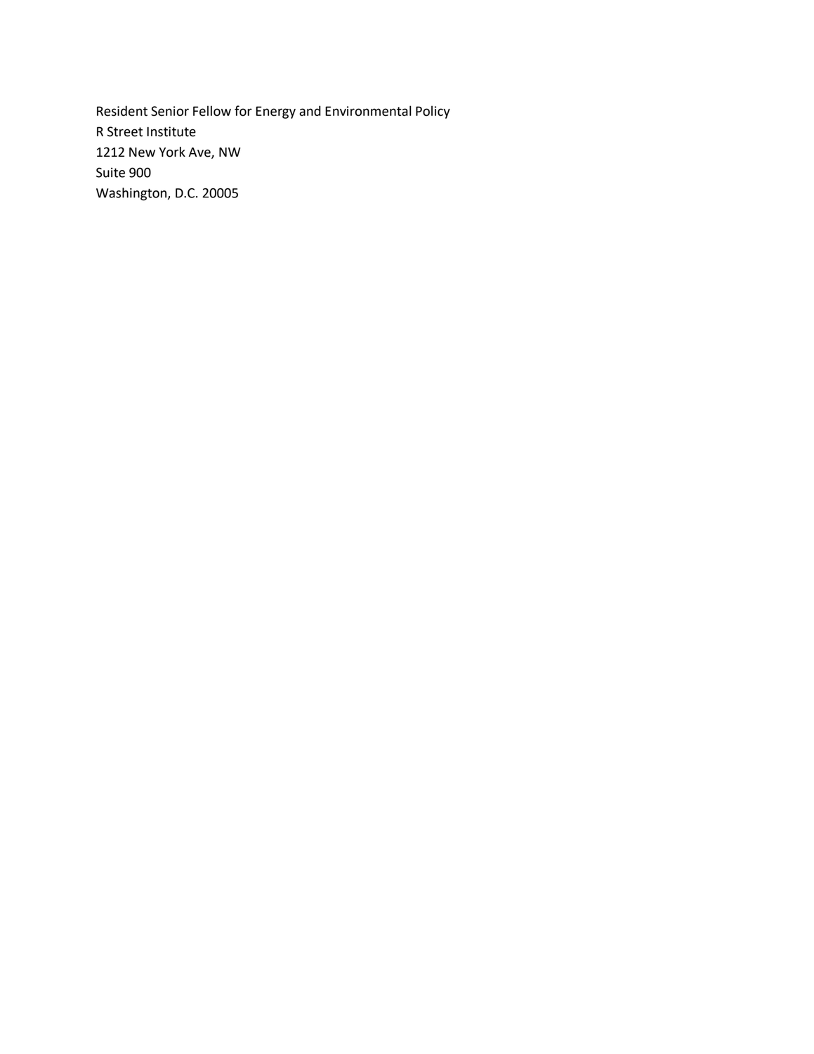Resident Senior Fellow for Energy and Environmental Policy
R Street Institute
1212 New York Ave, NW
Suite 900
Washington, D.C. 20005